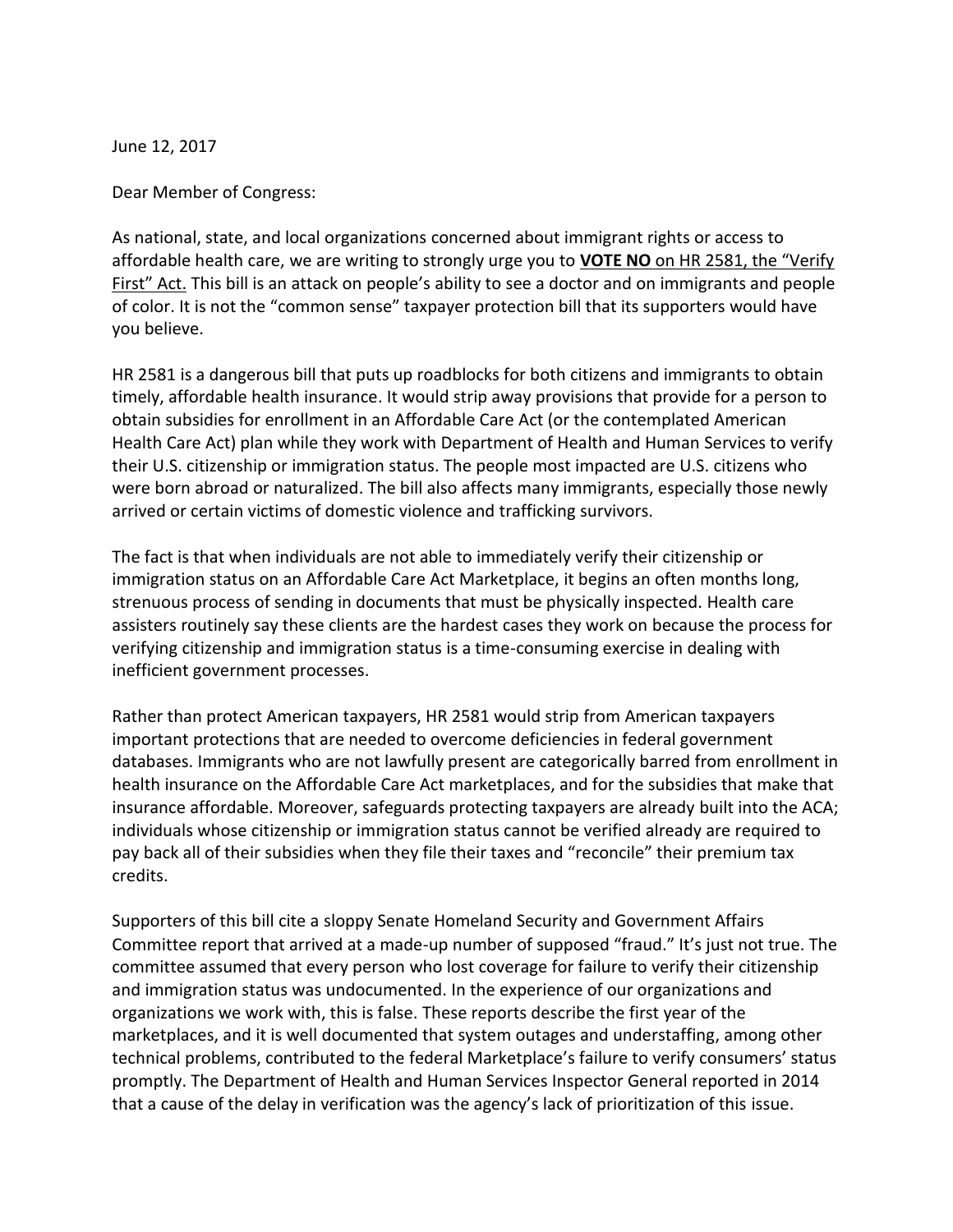June 12, 2017

Dear Member of Congress:

As national, state, and local organizations concerned about immigrant rights or access to affordable health care, we are writing to strongly urge you to **VOTE NO** on HR 2581, the "Verify First" Act. This bill is an attack on people's ability to see a doctor and on immigrants and people of color. It is not the "common sense" taxpayer protection bill that its supporters would have you believe.

HR 2581 is a dangerous bill that puts up roadblocks for both citizens and immigrants to obtain timely, affordable health insurance. It would strip away provisions that provide for a person to obtain subsidies for enrollment in an Affordable Care Act (or the contemplated American Health Care Act) plan while they work with Department of Health and Human Services to verify their U.S. citizenship or immigration status. The people most impacted are U.S. citizens who were born abroad or naturalized. The bill also affects many immigrants, especially those newly arrived or certain victims of domestic violence and trafficking survivors.

The fact is that when individuals are not able to immediately verify their citizenship or immigration status on an Affordable Care Act Marketplace, it begins an often months long, strenuous process of sending in documents that must be physically inspected. Health care assisters routinely say these clients are the hardest cases they work on because the process for verifying citizenship and immigration status is a time-consuming exercise in dealing with inefficient government processes.

Rather than protect American taxpayers, HR 2581 would strip from American taxpayers important protections that are needed to overcome deficiencies in federal government databases. Immigrants who are not lawfully present are categorically barred from enrollment in health insurance on the Affordable Care Act marketplaces, and for the subsidies that make that insurance affordable. Moreover, safeguards protecting taxpayers are already built into the ACA; individuals whose citizenship or immigration status cannot be verified already are required to pay back all of their subsidies when they file their taxes and "reconcile" their premium tax credits.

Supporters of this bill cite a sloppy Senate Homeland Security and Government Affairs Committee report that arrived at a made-up number of supposed "fraud." It's just not true. The committee assumed that every person who lost coverage for failure to verify their citizenship and immigration status was undocumented. In the experience of our organizations and organizations we work with, this is false. These reports describe the first year of the marketplaces, and it is well documented that system outages and understaffing, among other technical problems, contributed to the federal Marketplace's failure to verify consumers' status promptly. The Department of Health and Human Services Inspector General reported in 2014 that a cause of the delay in verification was the agency's lack of prioritization of this issue.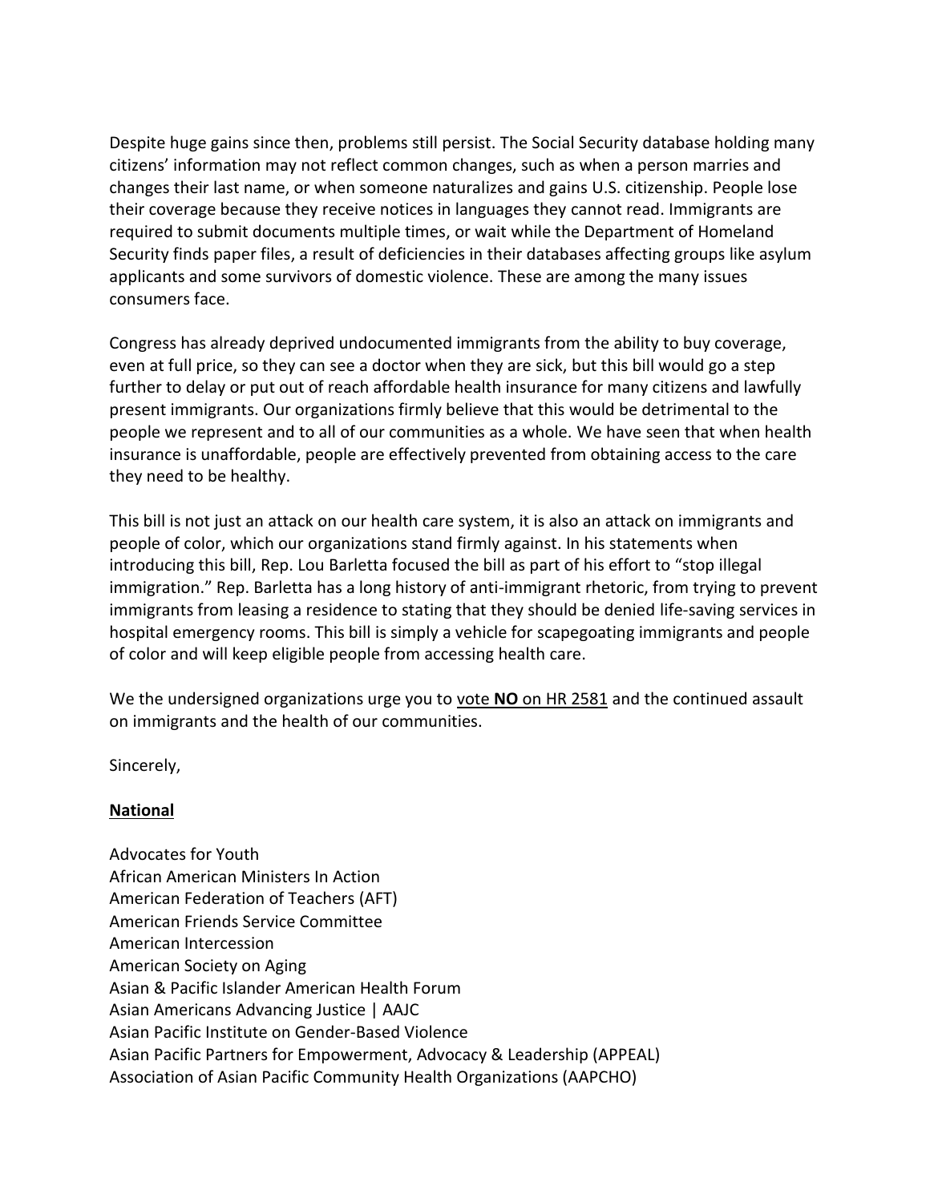Despite huge gains since then, problems still persist. The Social Security database holding many citizens' information may not reflect common changes, such as when a person marries and changes their last name, or when someone naturalizes and gains U.S. citizenship. People lose their coverage because they receive notices in languages they cannot read. Immigrants are required to submit documents multiple times, or wait while the Department of Homeland Security finds paper files, a result of deficiencies in their databases affecting groups like asylum applicants and some survivors of domestic violence. These are among the many issues consumers face.

Congress has already deprived undocumented immigrants from the ability to buy coverage, even at full price, so they can see a doctor when they are sick, but this bill would go a step further to delay or put out of reach affordable health insurance for many citizens and lawfully present immigrants. Our organizations firmly believe that this would be detrimental to the people we represent and to all of our communities as a whole. We have seen that when health insurance is unaffordable, people are effectively prevented from obtaining access to the care they need to be healthy.

This bill is not just an attack on our health care system, it is also an attack on immigrants and people of color, which our organizations stand firmly against. In his statements when introducing this bill, Rep. Lou Barletta focused the bill as part of his effort to "stop illegal immigration." Rep. Barletta has a long history of anti-immigrant rhetoric, from trying to prevent immigrants from leasing a residence to stating that they should be denied life-saving services in hospital emergency rooms. This bill is simply a vehicle for scapegoating immigrants and people of color and will keep eligible people from accessing health care.

We the undersigned organizations urge you to <u>vote **NO** on HR 2581</u> and the continued assault on immigrants and the health of our communities.

Sincerely,

**<u>National</u>**

Advocates for Youth
African American Ministers In Action
American Federation of Teachers (AFT)
American Friends Service Committee
American Intercession
American Society on Aging
Asian & Pacific Islander American Health Forum
Asian Americans Advancing Justice | AAJC
Asian Pacific Institute on Gender-Based Violence
Asian Pacific Partners for Empowerment, Advocacy & Leadership (APPEAL)
Association of Asian Pacific Community Health Organizations (AAPCHO)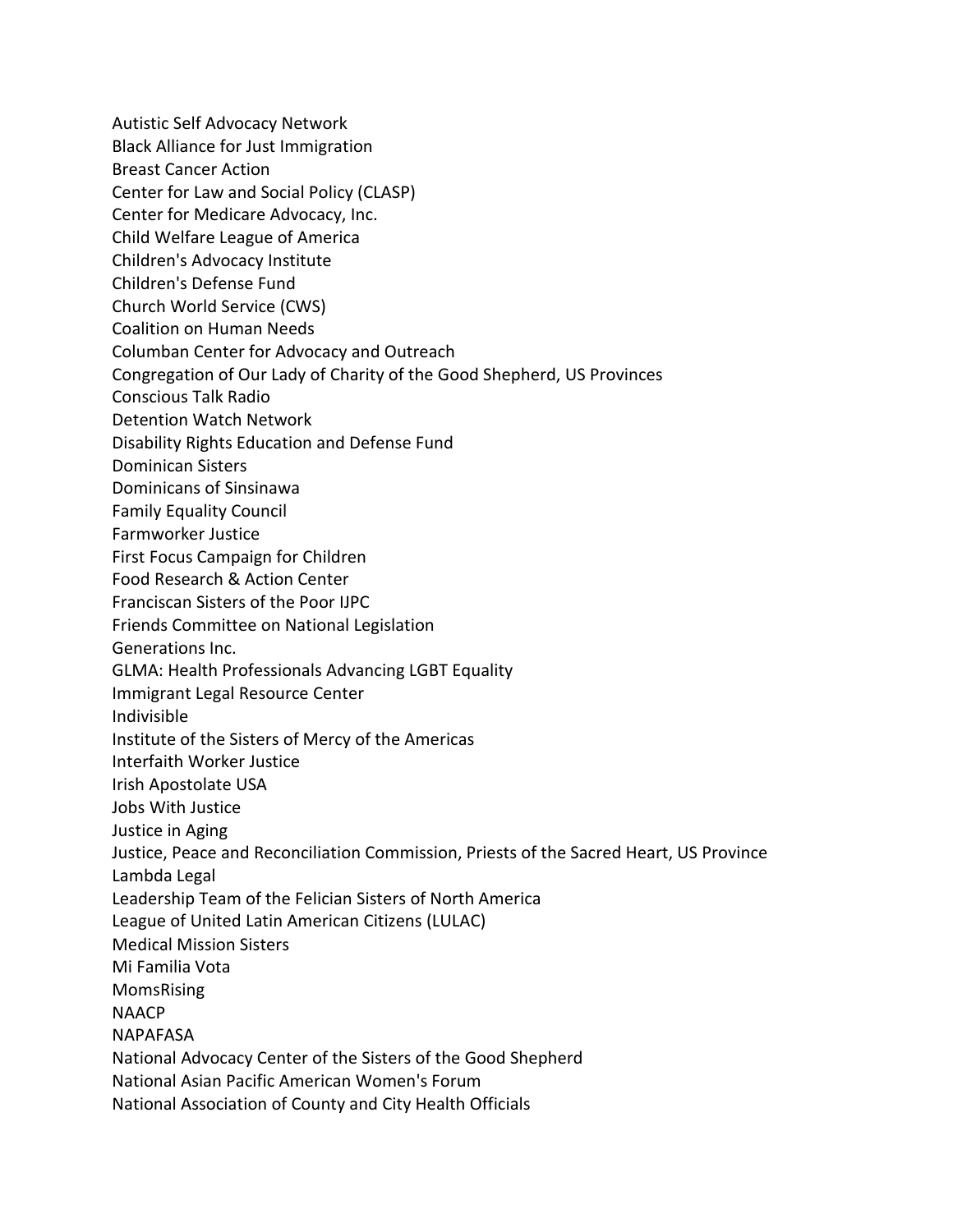Autistic Self Advocacy Network
Black Alliance for Just Immigration
Breast Cancer Action
Center for Law and Social Policy (CLASP)
Center for Medicare Advocacy, Inc.
Child Welfare League of America
Children's Advocacy Institute
Children's Defense Fund
Church World Service (CWS)
Coalition on Human Needs
Columban Center for Advocacy and Outreach
Congregation of Our Lady of Charity of the Good Shepherd, US Provinces
Conscious Talk Radio
Detention Watch Network
Disability Rights Education and Defense Fund
Dominican Sisters
Dominicans of Sinsinawa
Family Equality Council
Farmworker Justice
First Focus Campaign for Children
Food Research & Action Center
Franciscan Sisters of the Poor IJPC
Friends Committee on National Legislation
Generations Inc.
GLMA: Health Professionals Advancing LGBT Equality
Immigrant Legal Resource Center
Indivisible
Institute of the Sisters of Mercy of the Americas
Interfaith Worker Justice
Irish Apostolate USA
Jobs With Justice
Justice in Aging
Justice, Peace and Reconciliation Commission, Priests of the Sacred Heart, US Province
Lambda Legal
Leadership Team of the Felician Sisters of North America
League of United Latin American Citizens (LULAC)
Medical Mission Sisters
Mi Familia Vota
MomsRising
NAACP
NAPAFASA
National Advocacy Center of the Sisters of the Good Shepherd
National Asian Pacific American Women's Forum
National Association of County and City Health Officials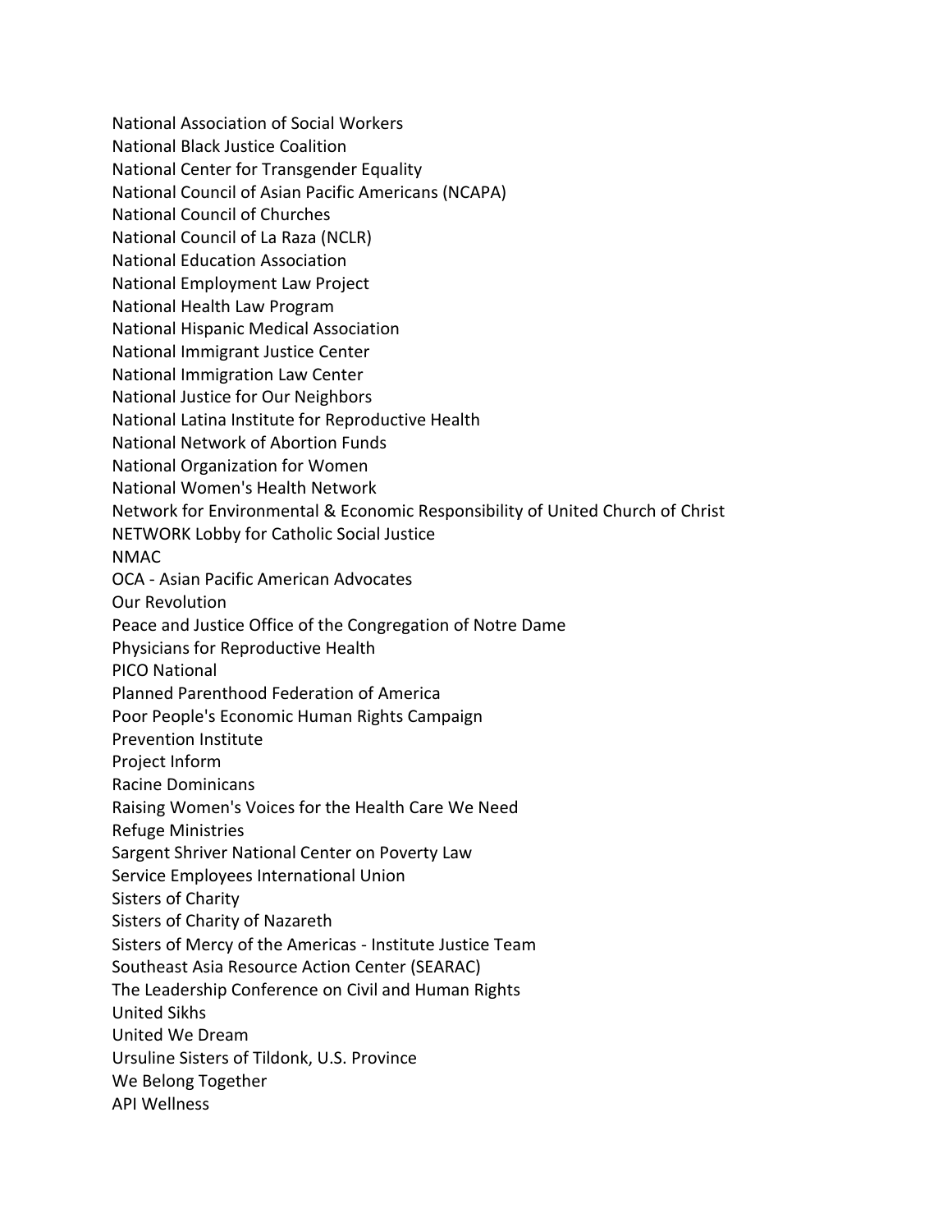National Association of Social Workers
National Black Justice Coalition
National Center for Transgender Equality
National Council of Asian Pacific Americans (NCAPA)
National Council of Churches
National Council of La Raza (NCLR)
National Education Association
National Employment Law Project
National Health Law Program
National Hispanic Medical Association
National Immigrant Justice Center
National Immigration Law Center
National Justice for Our Neighbors
National Latina Institute for Reproductive Health
National Network of Abortion Funds
National Organization for Women
National Women's Health Network
Network for Environmental & Economic Responsibility of United Church of Christ
NETWORK Lobby for Catholic Social Justice
NMAC
OCA - Asian Pacific American Advocates
Our Revolution
Peace and Justice Office of the Congregation of Notre Dame
Physicians for Reproductive Health
PICO National
Planned Parenthood Federation of America
Poor People's Economic Human Rights Campaign
Prevention Institute
Project Inform
Racine Dominicans
Raising Women's Voices for the Health Care We Need
Refuge Ministries
Sargent Shriver National Center on Poverty Law
Service Employees International Union
Sisters of Charity
Sisters of Charity of Nazareth
Sisters of Mercy of the Americas - Institute Justice Team
Southeast Asia Resource Action Center (SEARAC)
The Leadership Conference on Civil and Human Rights
United Sikhs
United We Dream
Ursuline Sisters of Tildonk, U.S. Province
We Belong Together
API Wellness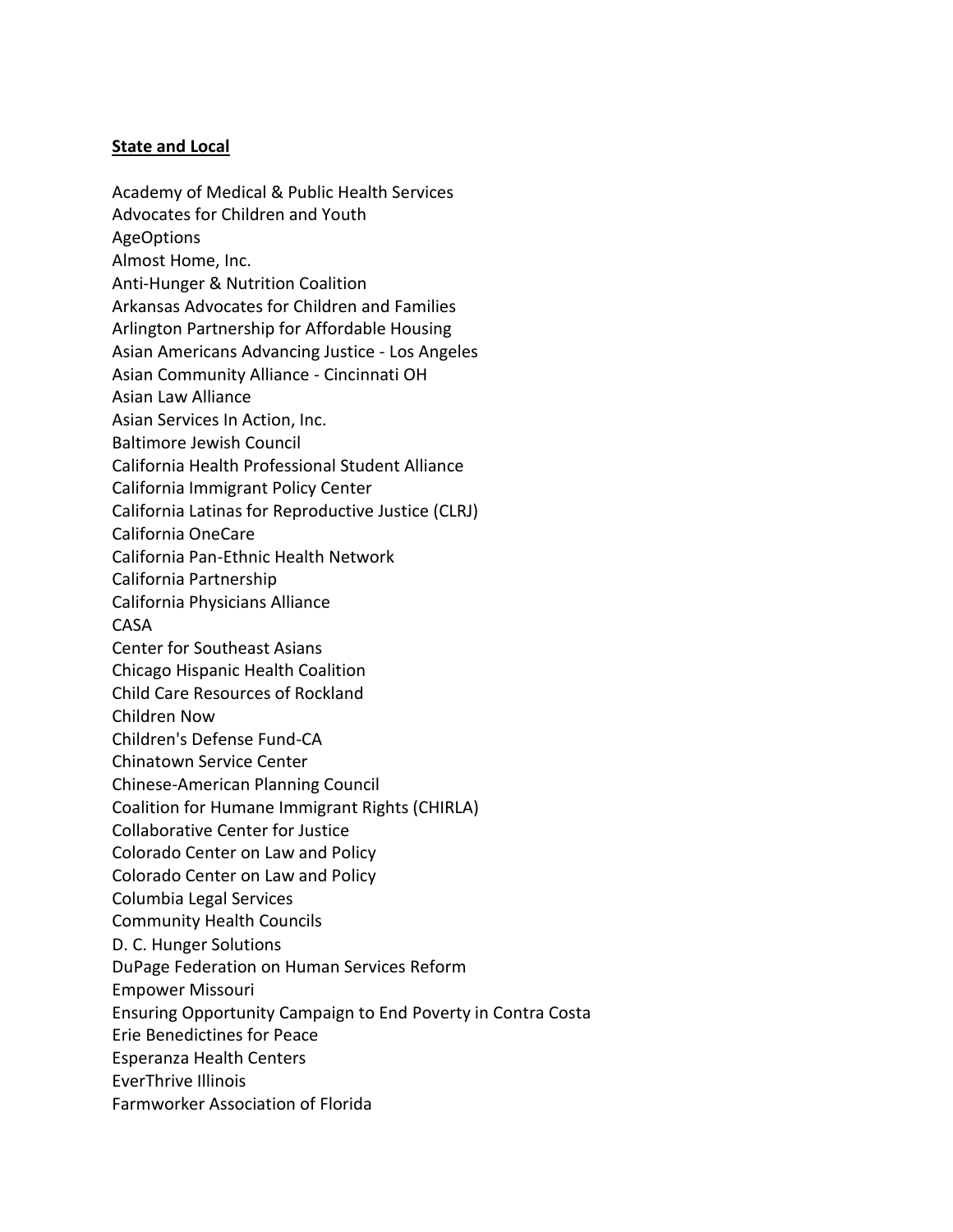**State and Local**

Academy of Medical & Public Health Services
Advocates for Children and Youth
AgeOptions
Almost Home, Inc.
Anti-Hunger & Nutrition Coalition
Arkansas Advocates for Children and Families
Arlington Partnership for Affordable Housing
Asian Americans Advancing Justice - Los Angeles
Asian Community Alliance - Cincinnati OH
Asian Law Alliance
Asian Services In Action, Inc.
Baltimore Jewish Council
California Health Professional Student Alliance
California Immigrant Policy Center
California Latinas for Reproductive Justice (CLRJ)
California OneCare
California Pan-Ethnic Health Network
California Partnership
California Physicians Alliance
CASA
Center for Southeast Asians
Chicago Hispanic Health Coalition
Child Care Resources of Rockland
Children Now
Children's Defense Fund-CA
Chinatown Service Center
Chinese-American Planning Council
Coalition for Humane Immigrant Rights (CHIRLA)
Collaborative Center for Justice
Colorado Center on Law and Policy
Colorado Center on Law and Policy
Columbia Legal Services
Community Health Councils
D. C. Hunger Solutions
DuPage Federation on Human Services Reform
Empower Missouri
Ensuring Opportunity Campaign to End Poverty in Contra Costa
Erie Benedictines for Peace
Esperanza Health Centers
EverThrive Illinois
Farmworker Association of Florida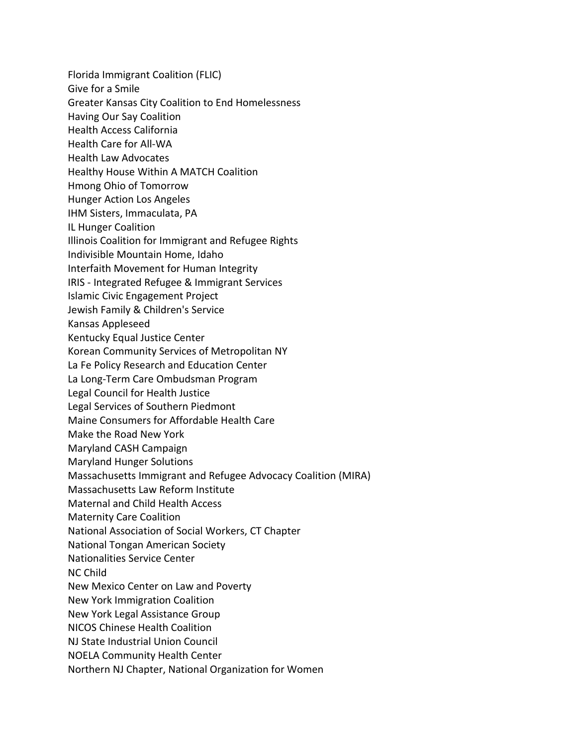Florida Immigrant Coalition (FLIC)
Give for a Smile
Greater Kansas City Coalition to End Homelessness
Having Our Say Coalition
Health Access California
Health Care for All-WA
Health Law Advocates
Healthy House Within A MATCH Coalition
Hmong Ohio of Tomorrow
Hunger Action Los Angeles
IHM Sisters, Immaculata, PA
IL Hunger Coalition
Illinois Coalition for Immigrant and Refugee Rights
Indivisible Mountain Home, Idaho
Interfaith Movement for Human Integrity
IRIS - Integrated Refugee & Immigrant Services
Islamic Civic Engagement Project
Jewish Family & Children's Service
Kansas Appleseed
Kentucky Equal Justice Center
Korean Community Services of Metropolitan NY
La Fe Policy Research and Education Center
La Long-Term Care Ombudsman Program
Legal Council for Health Justice
Legal Services of Southern Piedmont
Maine Consumers for Affordable Health Care
Make the Road New York
Maryland CASH Campaign
Maryland Hunger Solutions
Massachusetts Immigrant and Refugee Advocacy Coalition (MIRA)
Massachusetts Law Reform Institute
Maternal and Child Health Access
Maternity Care Coalition
National Association of Social Workers, CT Chapter
National Tongan American Society
Nationalities Service Center
NC Child
New Mexico Center on Law and Poverty
New York Immigration Coalition
New York Legal Assistance Group
NICOS Chinese Health Coalition
NJ State Industrial Union Council
NOELA Community Health Center
Northern NJ Chapter, National Organization for Women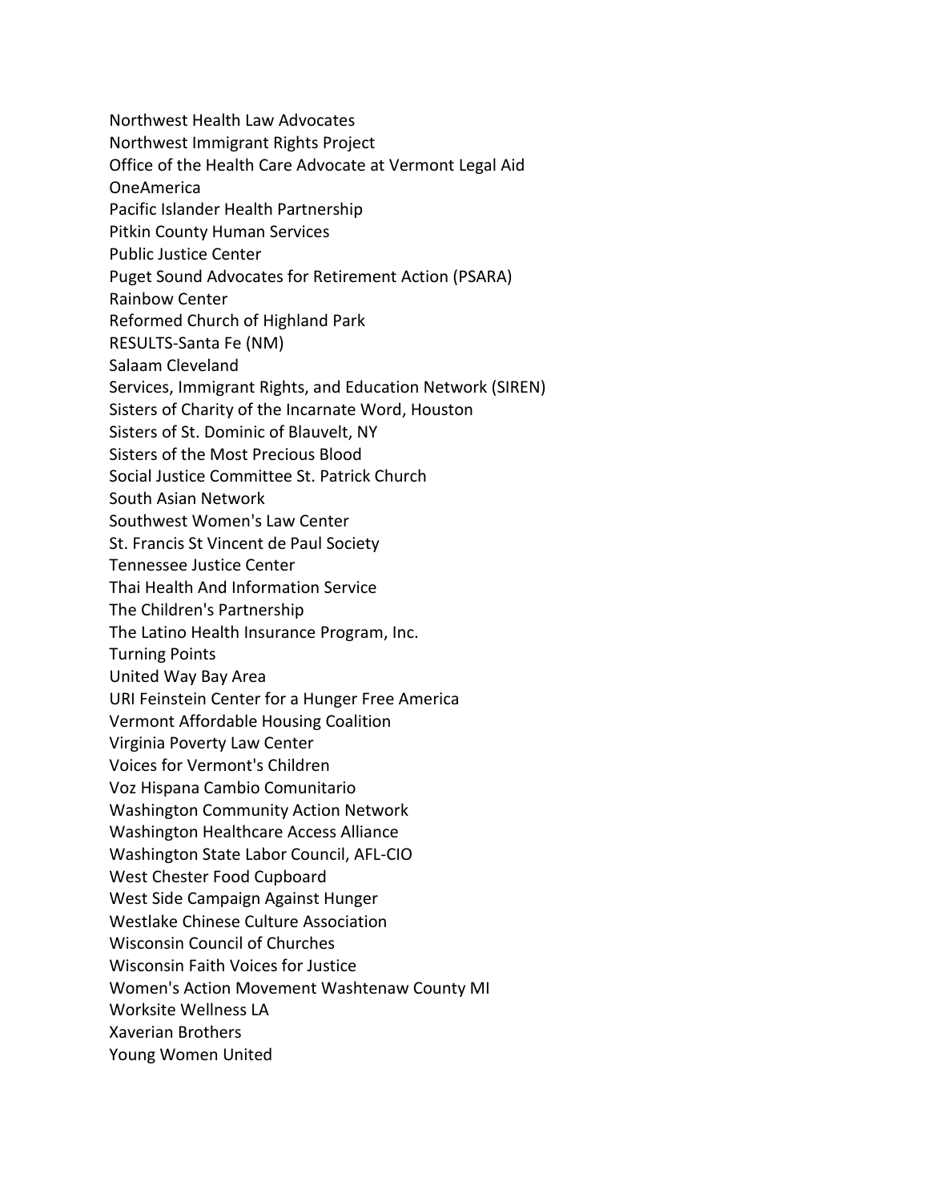Northwest Health Law Advocates
Northwest Immigrant Rights Project
Office of the Health Care Advocate at Vermont Legal Aid
OneAmerica
Pacific Islander Health Partnership
Pitkin County Human Services
Public Justice Center
Puget Sound Advocates for Retirement Action (PSARA)
Rainbow Center
Reformed Church of Highland Park
RESULTS-Santa Fe (NM)
Salaam Cleveland
Services, Immigrant Rights, and Education Network (SIREN)
Sisters of Charity of the Incarnate Word, Houston
Sisters of St. Dominic of Blauvelt, NY
Sisters of the Most Precious Blood
Social Justice Committee St. Patrick Church
South Asian Network
Southwest Women's Law Center
St. Francis St Vincent de Paul Society
Tennessee Justice Center
Thai Health And Information Service
The Children's Partnership
The Latino Health Insurance Program, Inc.
Turning Points
United Way Bay Area
URI Feinstein Center for a Hunger Free America
Vermont Affordable Housing Coalition
Virginia Poverty Law Center
Voices for Vermont's Children
Voz Hispana Cambio Comunitario
Washington Community Action Network
Washington Healthcare Access Alliance
Washington State Labor Council, AFL-CIO
West Chester Food Cupboard
West Side Campaign Against Hunger
Westlake Chinese Culture Association
Wisconsin Council of Churches
Wisconsin Faith Voices for Justice
Women's Action Movement Washtenaw County MI
Worksite Wellness LA
Xaverian Brothers
Young Women United